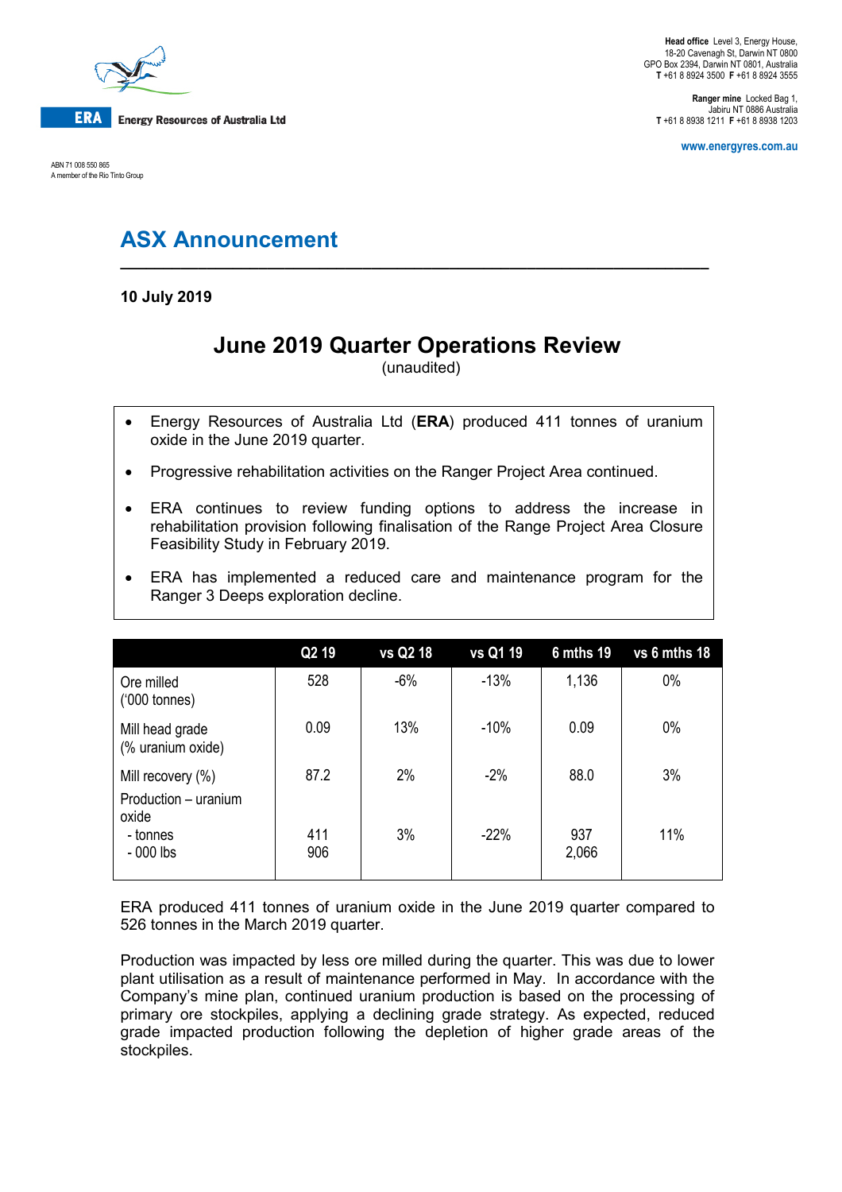**ERA** Energy Resources of Australia Ltd

ABN 71 008 550 865
A member of the Rio Tinto Group

**Head office** Level 3, Energy House, 18-20 Cavenagh St, Darwin NT 0800
GPO Box 2394, Darwin NT 0801, Australia
**T** +61 8 8924 3500 **F** +61 8 8924 3555

**Ranger mine** Locked Bag 1, Jabiru NT 0886 Australia
**T** +61 8 8938 1211 **F** +61 8 8938 1203

**www.energyres.com.au**

# ASX Announcement

**10 July 2019**

## June 2019 Quarter Operations Review

(unaudited)

- Energy Resources of Australia Ltd (**ERA**) produced 411 tonnes of uranium oxide in the June 2019 quarter.
- Progressive rehabilitation activities on the Ranger Project Area continued.
- ERA continues to review funding options to address the increase in rehabilitation provision following finalisation of the Range Project Area Closure Feasibility Study in February 2019.
- ERA has implemented a reduced care and maintenance program for the Ranger 3 Deeps exploration decline.

| | Q2 19 | vs Q2 18 | vs Q1 19 | 6 mths 19 | vs 6 mths 18 |
|---|---|---|---|---|---|
| Ore milled ('000 tonnes) | 528 | -6% | -13% | 1,136 | 0% |
| Mill head grade (% uranium oxide) | 0.09 | 13% | -10% | 0.09 | 0% |
| Mill recovery (%) | 87.2 | 2% | -2% | 88.0 | 3% |
| Production – uranium oxide | | | | | |
| - tonnes | 411 | 3% | -22% | 937 | 11% |
| - 000 lbs | 906 | | | 2,066 | |

ERA produced 411 tonnes of uranium oxide in the June 2019 quarter compared to 526 tonnes in the March 2019 quarter.

Production was impacted by less ore milled during the quarter. This was due to lower plant utilisation as a result of maintenance performed in May. In accordance with the Company's mine plan, continued uranium production is based on the processing of primary ore stockpiles, applying a declining grade strategy. As expected, reduced grade impacted production following the depletion of higher grade areas of the stockpiles.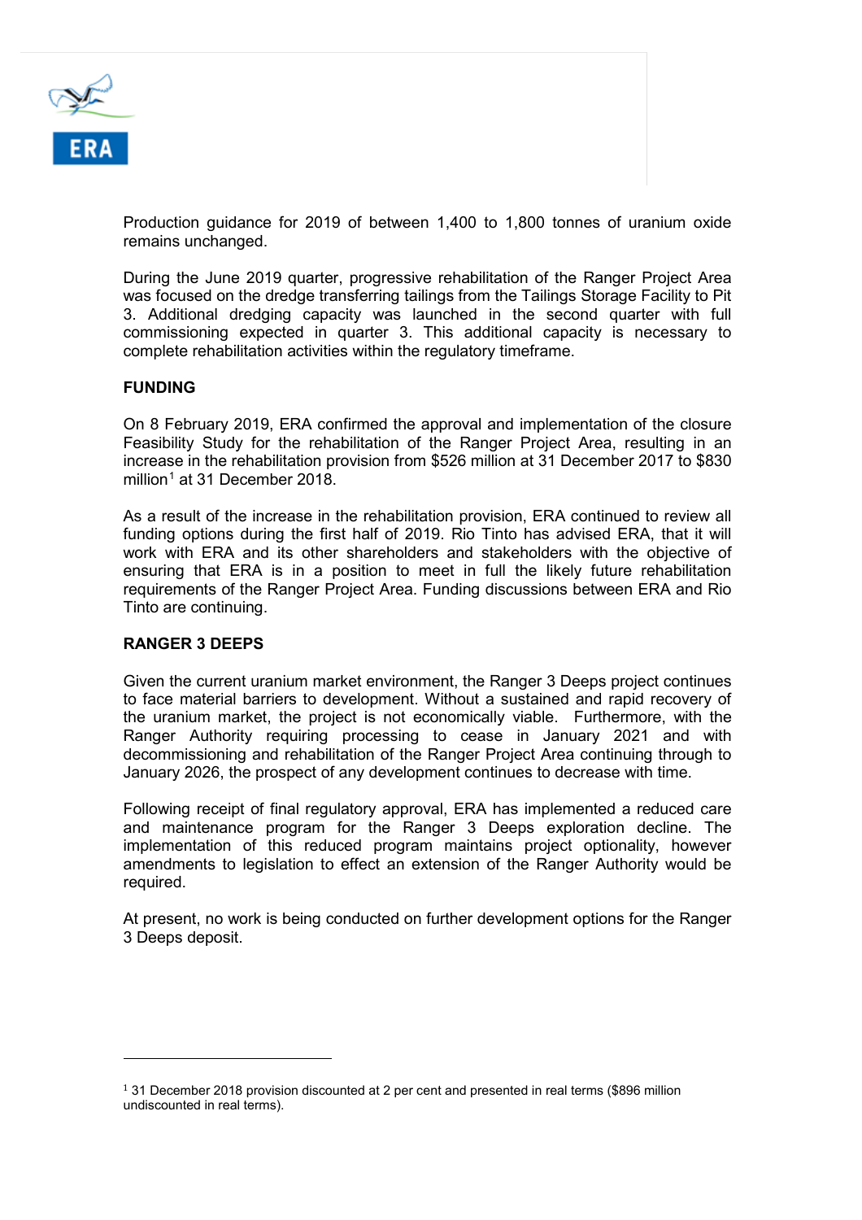Production guidance for 2019 of between 1,400 to 1,800 tonnes of uranium oxide remains unchanged.

During the June 2019 quarter, progressive rehabilitation of the Ranger Project Area was focused on the dredge transferring tailings from the Tailings Storage Facility to Pit 3. Additional dredging capacity was launched in the second quarter with full commissioning expected in quarter 3. This additional capacity is necessary to complete rehabilitation activities within the regulatory timeframe.

**FUNDING**

On 8 February 2019, ERA confirmed the approval and implementation of the closure Feasibility Study for the rehabilitation of the Ranger Project Area, resulting in an increase in the rehabilitation provision from $526 million at 31 December 2017 to $830 million[1] at 31 December 2018.

As a result of the increase in the rehabilitation provision, ERA continued to review all funding options during the first half of 2019. Rio Tinto has advised ERA, that it will work with ERA and its other shareholders and stakeholders with the objective of ensuring that ERA is in a position to meet in full the likely future rehabilitation requirements of the Ranger Project Area. Funding discussions between ERA and Rio Tinto are continuing.

**RANGER 3 DEEPS**

Given the current uranium market environment, the Ranger 3 Deeps project continues to face material barriers to development. Without a sustained and rapid recovery of the uranium market, the project is not economically viable. Furthermore, with the Ranger Authority requiring processing to cease in January 2021 and with decommissioning and rehabilitation of the Ranger Project Area continuing through to January 2026, the prospect of any development continues to decrease with time.

Following receipt of final regulatory approval, ERA has implemented a reduced care and maintenance program for the Ranger 3 Deeps exploration decline. The implementation of this reduced program maintains project optionality, however amendments to legislation to effect an extension of the Ranger Authority would be required.

At present, no work is being conducted on further development options for the Ranger 3 Deeps deposit.

---

[1] 31 December 2018 provision discounted at 2 per cent and presented in real terms ($896 million undiscounted in real terms).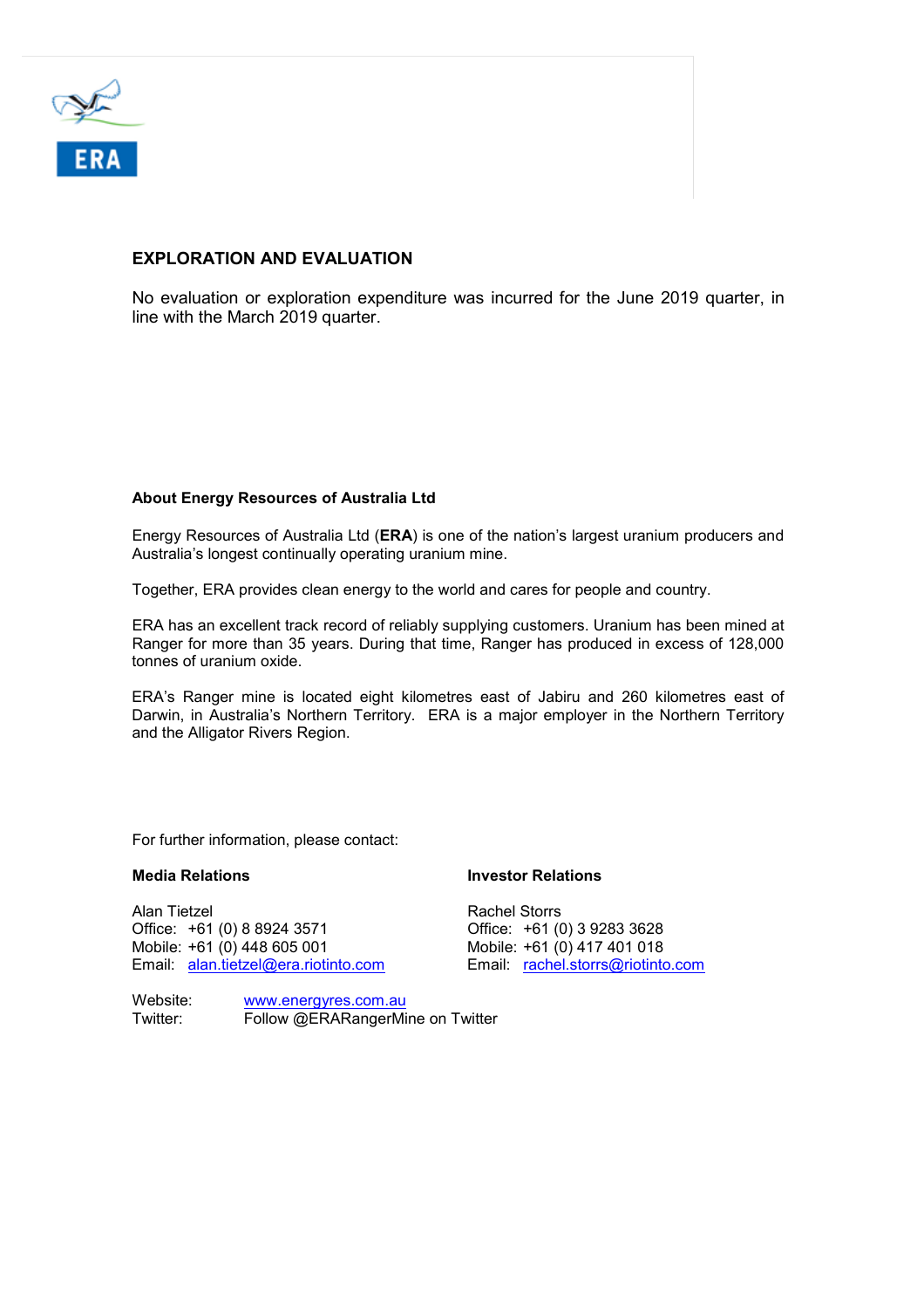## EXPLORATION AND EVALUATION

No evaluation or exploration expenditure was incurred for the June 2019 quarter, in line with the March 2019 quarter.

**About Energy Resources of Australia Ltd**

Energy Resources of Australia Ltd (**ERA**) is one of the nation's largest uranium producers and Australia's longest continually operating uranium mine.

Together, ERA provides clean energy to the world and cares for people and country.

ERA has an excellent track record of reliably supplying customers. Uranium has been mined at Ranger for more than 35 years. During that time, Ranger has produced in excess of 128,000 tonnes of uranium oxide.

ERA's Ranger mine is located eight kilometres east of Jabiru and 260 kilometres east of Darwin, in Australia's Northern Territory. ERA is a major employer in the Northern Territory and the Alligator Rivers Region.

For further information, please contact:

**Media Relations**

Alan Tietzel
Office: +61 (0) 8 8924 3571
Mobile: +61 (0) 448 605 001
Email: alan.tietzel@era.riotinto.com

**Investor Relations**

Rachel Storrs
Office: +61 (0) 3 9283 3628
Mobile: +61 (0) 417 401 018
Email: rachel.storrs@riotinto.com

Website: www.energyres.com.au
Twitter: Follow @ERARangerMine on Twitter